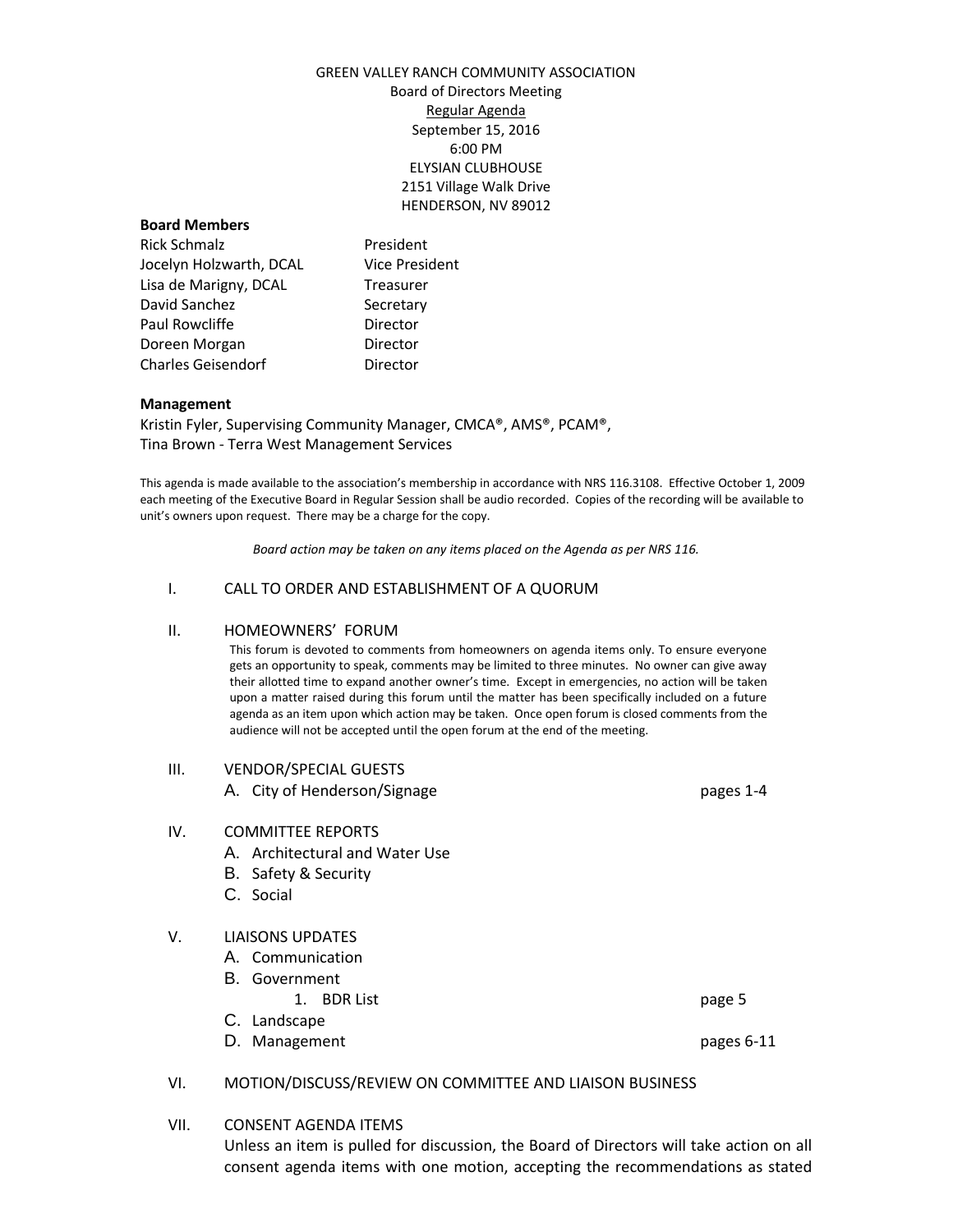GREEN VALLEY RANCH COMMUNITY ASSOCIATION
Board of Directors Meeting
Regular Agenda
September 15, 2016
6:00 PM
ELYSIAN CLUBHOUSE
2151 Village Walk Drive
HENDERSON, NV 89012

**Board Members**

| | |
|---|---|
| Rick Schmalz | President |
| Jocelyn Holzwarth, DCAL | Vice President |
| Lisa de Marigny, DCAL | Treasurer |
| David Sanchez | Secretary |
| Paul Rowcliffe | Director |
| Doreen Morgan | Director |
| Charles Geisendorf | Director |

**Management**

Kristin Fyler, Supervising Community Manager, CMCA®, AMS®, PCAM®,
Tina Brown - Terra West Management Services

This agenda is made available to the association's membership in accordance with NRS 116.3108. Effective October 1, 2009 each meeting of the Executive Board in Regular Session shall be audio recorded. Copies of the recording will be available to unit's owners upon request. There may be a charge for the copy.

*Board action may be taken on any items placed on the Agenda as per NRS 116.*

I. CALL TO ORDER AND ESTABLISHMENT OF A QUORUM

II. HOMEOWNERS' FORUM

This forum is devoted to comments from homeowners on agenda items only. To ensure everyone gets an opportunity to speak, comments may be limited to three minutes. No owner can give away their allotted time to expand another owner's time. Except in emergencies, no action will be taken upon a matter raised during this forum until the matter has been specifically included on a future agenda as an item upon which action may be taken. Once open forum is closed comments from the audience will not be accepted until the open forum at the end of the meeting.

III. VENDOR/SPECIAL GUESTS
- A. City of Henderson/Signage — pages 1-4

IV. COMMITTEE REPORTS
- A. Architectural and Water Use
- B. Safety & Security
- C. Social

V. LIAISONS UPDATES
- A. Communication
- B. Government
  1. BDR List — page 5
- C. Landscape
- D. Management — pages 6-11

VI. MOTION/DISCUSS/REVIEW ON COMMITTEE AND LIAISON BUSINESS

VII. CONSENT AGENDA ITEMS

Unless an item is pulled for discussion, the Board of Directors will take action on all consent agenda items with one motion, accepting the recommendations as stated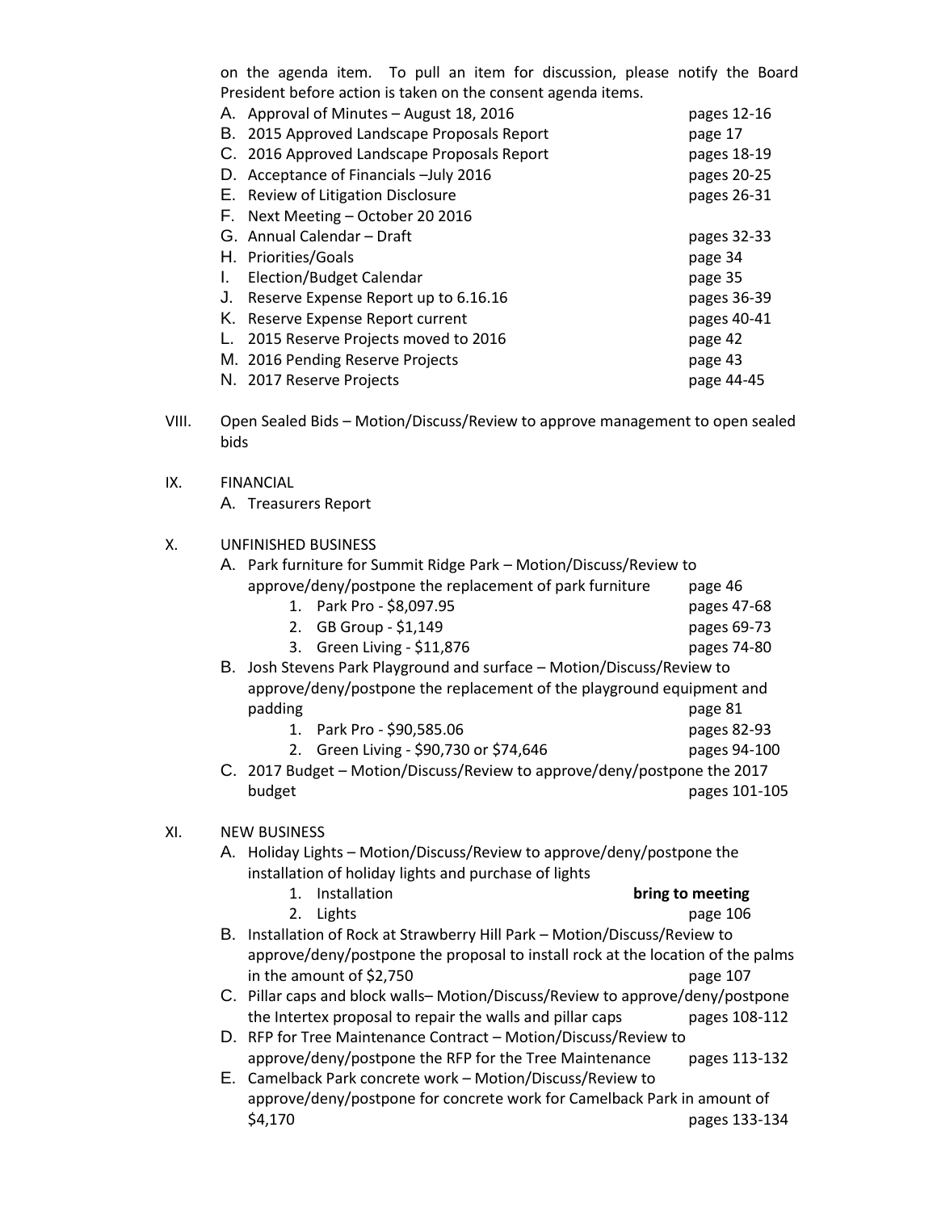on the agenda item. To pull an item for discussion, please notify the Board President before action is taken on the consent agenda items.

A. Approval of Minutes – August 18, 2016 — pages 12-16
B. 2015 Approved Landscape Proposals Report — page 17
C. 2016 Approved Landscape Proposals Report — pages 18-19
D. Acceptance of Financials –July 2016 — pages 20-25
E. Review of Litigation Disclosure — pages 26-31
F. Next Meeting – October 20 2016
G. Annual Calendar – Draft — pages 32-33
H. Priorities/Goals — page 34
I. Election/Budget Calendar — page 35
J. Reserve Expense Report up to 6.16.16 — pages 36-39
K. Reserve Expense Report current — pages 40-41
L. 2015 Reserve Projects moved to 2016 — page 42
M. 2016 Pending Reserve Projects — page 43
N. 2017 Reserve Projects — page 44-45

VIII. Open Sealed Bids – Motion/Discuss/Review to approve management to open sealed bids

IX. FINANCIAL

A. Treasurers Report

X. UNFINISHED BUSINESS

A. Park furniture for Summit Ridge Park – Motion/Discuss/Review to approve/deny/postpone the replacement of park furniture — page 46
   1. Park Pro - $8,097.95 — pages 47-68
   2. GB Group - $1,149 — pages 69-73
   3. Green Living - $11,876 — pages 74-80
B. Josh Stevens Park Playground and surface – Motion/Discuss/Review to approve/deny/postpone the replacement of the playground equipment and padding — page 81
   1. Park Pro - $90,585.06 — pages 82-93
   2. Green Living - $90,730 or $74,646 — pages 94-100
C. 2017 Budget – Motion/Discuss/Review to approve/deny/postpone the 2017 budget — pages 101-105

XI. NEW BUSINESS

A. Holiday Lights – Motion/Discuss/Review to approve/deny/postpone the installation of holiday lights and purchase of lights
   1. Installation — **bring to meeting**
   2. Lights — page 106
B. Installation of Rock at Strawberry Hill Park – Motion/Discuss/Review to approve/deny/postpone the proposal to install rock at the location of the palms in the amount of $2,750 — page 107
C. Pillar caps and block walls– Motion/Discuss/Review to approve/deny/postpone the Intertex proposal to repair the walls and pillar caps — pages 108-112
D. RFP for Tree Maintenance Contract – Motion/Discuss/Review to approve/deny/postpone the RFP for the Tree Maintenance — pages 113-132
E. Camelback Park concrete work – Motion/Discuss/Review to approve/deny/postpone for concrete work for Camelback Park in amount of $4,170 — pages 133-134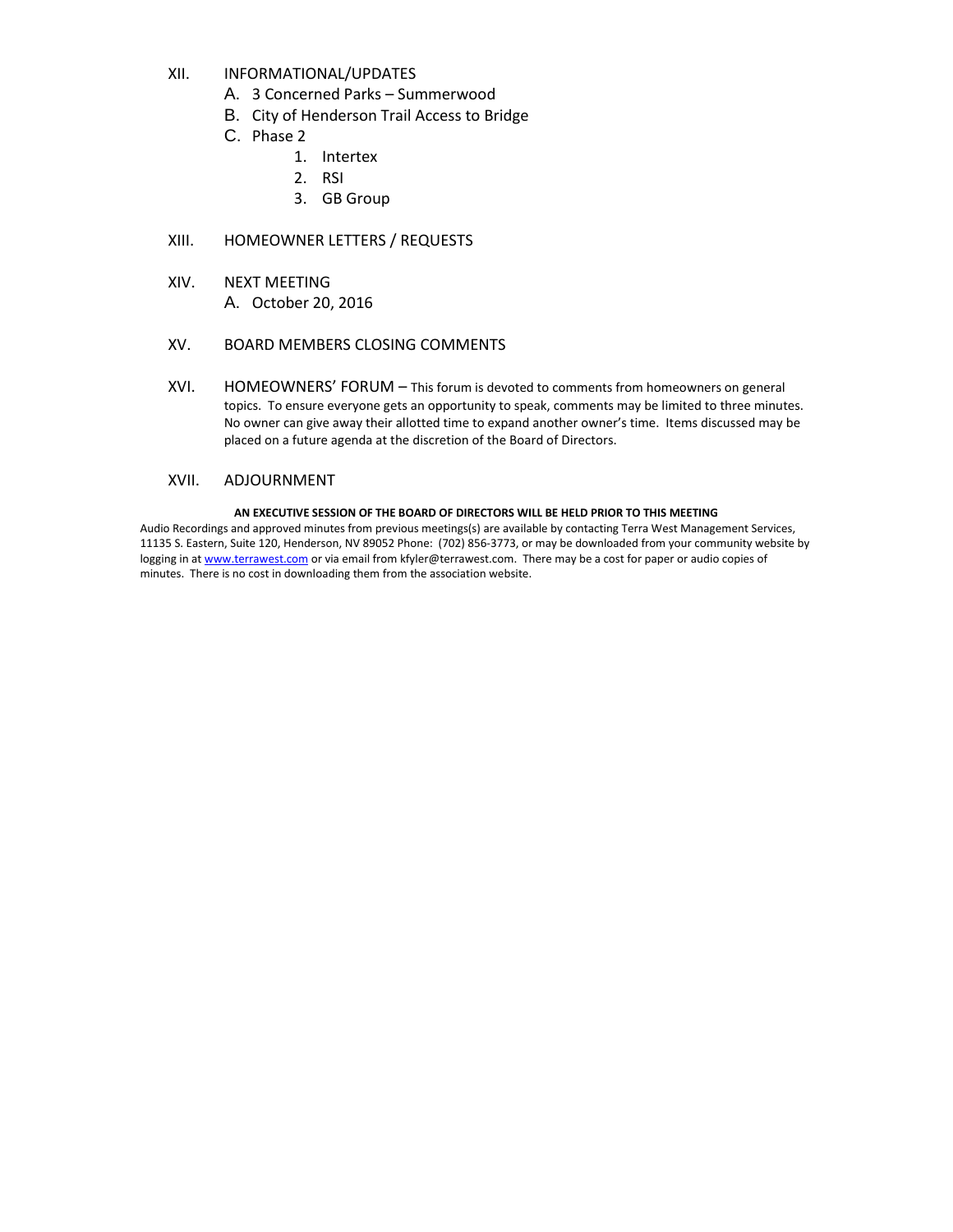XII. INFORMATIONAL/UPDATES

A. 3 Concerned Parks – Summerwood

B. City of Henderson Trail Access to Bridge

C. Phase 2

1. Intertex
2. RSI
3. GB Group

XIII. HOMEOWNER LETTERS / REQUESTS

XIV. NEXT MEETING

A. October 20, 2016

XV. BOARD MEMBERS CLOSING COMMENTS

XVI. HOMEOWNERS' FORUM – This forum is devoted to comments from homeowners on general topics. To ensure everyone gets an opportunity to speak, comments may be limited to three minutes. No owner can give away their allotted time to expand another owner's time. Items discussed may be placed on a future agenda at the discretion of the Board of Directors.

XVII. ADJOURNMENT

**AN EXECUTIVE SESSION OF THE BOARD OF DIRECTORS WILL BE HELD PRIOR TO THIS MEETING**

Audio Recordings and approved minutes from previous meetings(s) are available by contacting Terra West Management Services, 11135 S. Eastern, Suite 120, Henderson, NV 89052 Phone: (702) 856-3773, or may be downloaded from your community website by logging in at www.terrawest.com or via email from kfyler@terrawest.com. There may be a cost for paper or audio copies of minutes. There is no cost in downloading them from the association website.